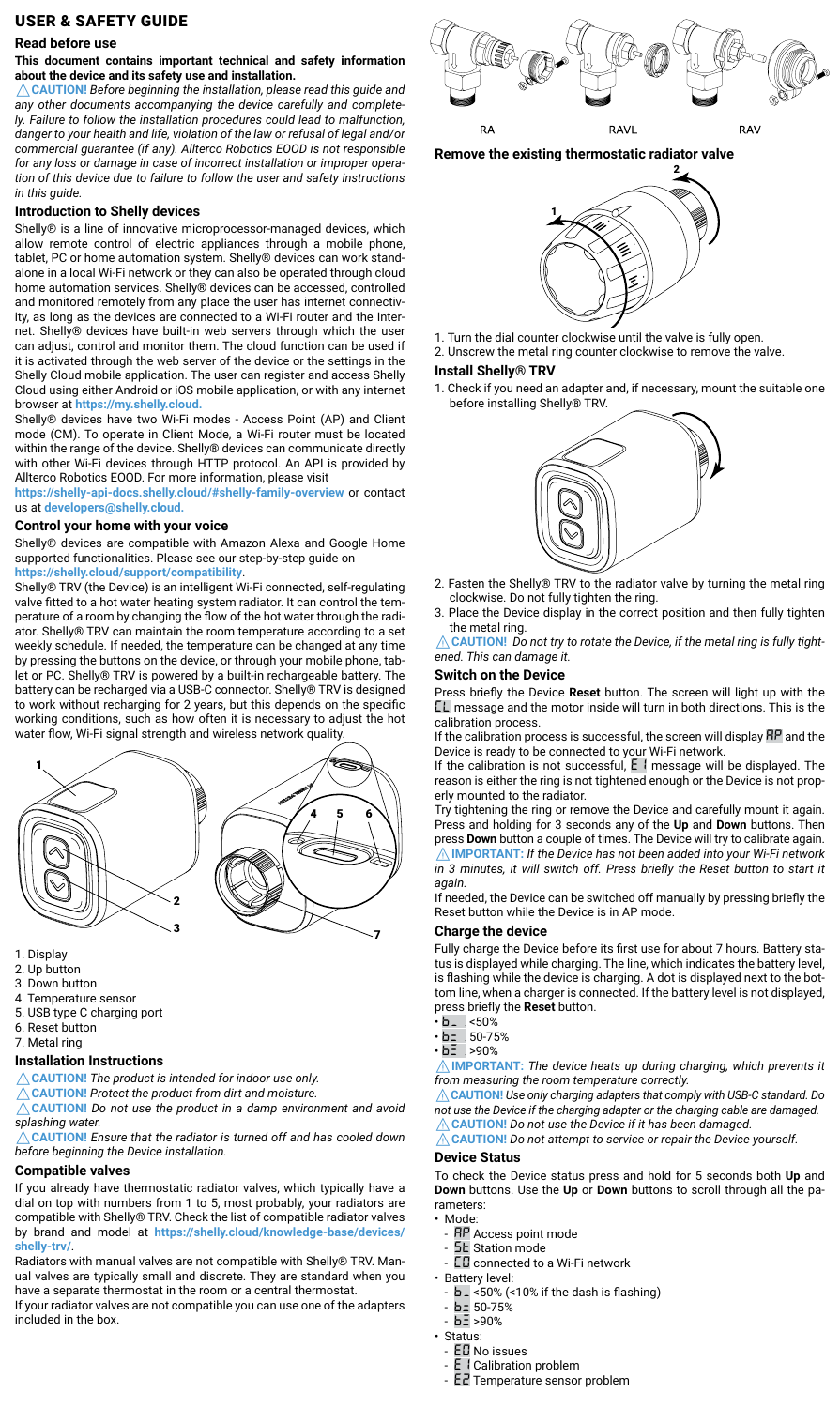# USER & SAFETY GUIDE

## Read before use

**This document contains important technical and safety information about the device and its safety use and installation.**

⚠ **CAUTION!** *Before beginning the installation, please read this guide and any other documents accompanying the device carefully and completely. Failure to follow the installation procedures could lead to malfunction, danger to your health and life, violation of the law or refusal of legal and/or commercial guarantee (if any). Allterco Robotics EOOD is not responsible for any loss or damage in case of incorrect installation or improper operation of this device due to failure to follow the user and safety instructions in this guide.*

## Introduction to Shelly devices

Shelly® is a line of innovative microprocessor-managed devices, which allow remote control of electric appliances through a mobile phone, tablet, PC or home automation system. Shelly® devices can work standalone in a local Wi-Fi network or they can also be operated through cloud home automation services. Shelly® devices can be accessed, controlled and monitored remotely from any place the user has internet connectivity, as long as the devices are connected to a Wi-Fi router and the Internet. Shelly® devices have built-in web servers through which the user can adjust, control and monitor them. The cloud function can be used if it is activated through the web server of the device or the settings in the Shelly Cloud mobile application. The user can register and access Shelly Cloud using either Android or iOS mobile application, or with any internet browser at **https://my.shelly.cloud.**

Shelly® devices have two Wi-Fi modes - Access Point (AP) and Client mode (CM). To operate in Client Mode, a Wi-Fi router must be located within the range of the device. Shelly® devices can communicate directly with other Wi-Fi devices through HTTP protocol. An API is provided by Allterco Robotics EOOD. For more information, please visit **https://shelly-api-docs.shelly.cloud/#shelly-family-overview** or contact us at **developers@shelly.cloud.**

## Control your home with your voice

Shelly® devices are compatible with Amazon Alexa and Google Home supported functionalities. Please see our step-by-step guide on **https://shelly.cloud/support/compatibility**.

Shelly® TRV (the Device) is an intelligent Wi-Fi connected, self-regulating valve fitted to a hot water heating system radiator. It can control the temperature of a room by changing the flow of the hot water through the radiator. Shelly® TRV can maintain the room temperature according to a set weekly schedule. If needed, the temperature can be changed at any time by pressing the buttons on the device, or through your mobile phone, tablet or PC. Shelly® TRV is powered by a built-in rechargeable battery. The battery can be recharged via a USB-C connector. Shelly® TRV is designed to work without recharging for 2 years, but this depends on the specific working conditions, such as how often it is necessary to adjust the hot water flow, Wi-Fi signal strength and wireless network quality.

1. Display
2. Up button
3. Down button
4. Temperature sensor
5. USB type C charging port
6. Reset button
7. Metal ring

## Installation Instructions

⚠ **CAUTION!** *The product is intended for indoor use only.*

⚠ **CAUTION!** *Protect the product from dirt and moisture.*

⚠ **CAUTION!** *Do not use the product in a damp environment and avoid splashing water.*

⚠ **CAUTION!** *Ensure that the radiator is turned off and has cooled down before beginning the Device installation.*

## Compatible valves

If you already have thermostatic radiator valves, which typically have a dial on top with numbers from 1 to 5, most probably, your radiators are compatible with Shelly® TRV. Check the list of compatible radiator valves by brand and model at **https://shelly.cloud/knowledge-base/devices/shelly-trv/**.

Radiators with manual valves are not compatible with Shelly® TRV. Manual valves are typically small and discrete. They are standard when you have a separate thermostat in the room or a central thermostat.

If your radiator valves are not compatible you can use one of the adapters included in the box.

RA RAVL RAV

## Remove the existing thermostatic radiator valve

1. Turn the dial counter clockwise until the valve is fully open.
2. Unscrew the metal ring counter clockwise to remove the valve.

## Install Shelly® TRV

1. Check if you need an adapter and, if necessary, mount the suitable one before installing Shelly® TRV.
2. Fasten the Shelly® TRV to the radiator valve by turning the metal ring clockwise. Do not fully tighten the ring.
3. Place the Device display in the correct position and then fully tighten the metal ring.

⚠ **CAUTION!** *Do not try to rotate the Device, if the metal ring is fully tightened. This can damage it.*

## Switch on the Device

Press briefly the Device **Reset** button. The screen will light up with the CL message and the motor inside will turn in both directions. This is the calibration process.

If the calibration process is successful, the screen will display AP and the Device is ready to be connected to your Wi-Fi network.

If the calibration is not successful, E1 message will be displayed. The reason is either the ring is not tightened enough or the Device is not properly mounted to the radiator.

Try tightening the ring or remove the Device and carefully mount it again. Press and holding for 3 seconds any of the **Up** and **Down** buttons. Then press **Down** button a couple of times. The Device will try to calibrate again.

⚠ **IMPORTANT:** *If the Device has not been added into your Wi-Fi network in 3 minutes, it will switch off. Press briefly the Reset button to start it again.*

If needed, the Device can be switched off manually by pressing briefly the Reset button while the Device is in AP mode.

## Charge the device

Fully charge the Device before its first use for about 7 hours. Battery status is displayed while charging. The line, which indicates the battery level, is flashing while the device is charging. A dot is displayed next to the bottom line, when a charger is connected. If the battery level is not displayed, press briefly the **Reset** button.

- b_ . <50%
- b= . 50-75%
- b≡ . >90%

⚠ **IMPORTANT:** *The device heats up during charging, which prevents it from measuring the room temperature correctly.*

⚠ **CAUTION!** *Use only charging adapters that comply with USB-C standard. Do not use the Device if the charging adapter or the charging cable are damaged.*

⚠ **CAUTION!** *Do not use the Device if it has been damaged.*

⚠ **CAUTION!** *Do not attempt to service or repair the Device yourself.*

## Device Status

To check the Device status press and hold for 5 seconds both **Up** and **Down** buttons. Use the **Up** or **Down** buttons to scroll through all the parameters:

- Mode:
  - AP Access point mode
  - St Station mode
  - C0 connected to a Wi-Fi network
- Battery level:
  - b_ <50% (<10% if the dash is flashing)
  - b= 50-75%
  - b≡ >90%
- Status:
  - E0 No issues
  - E1 Calibration problem
  - E2 Temperature sensor problem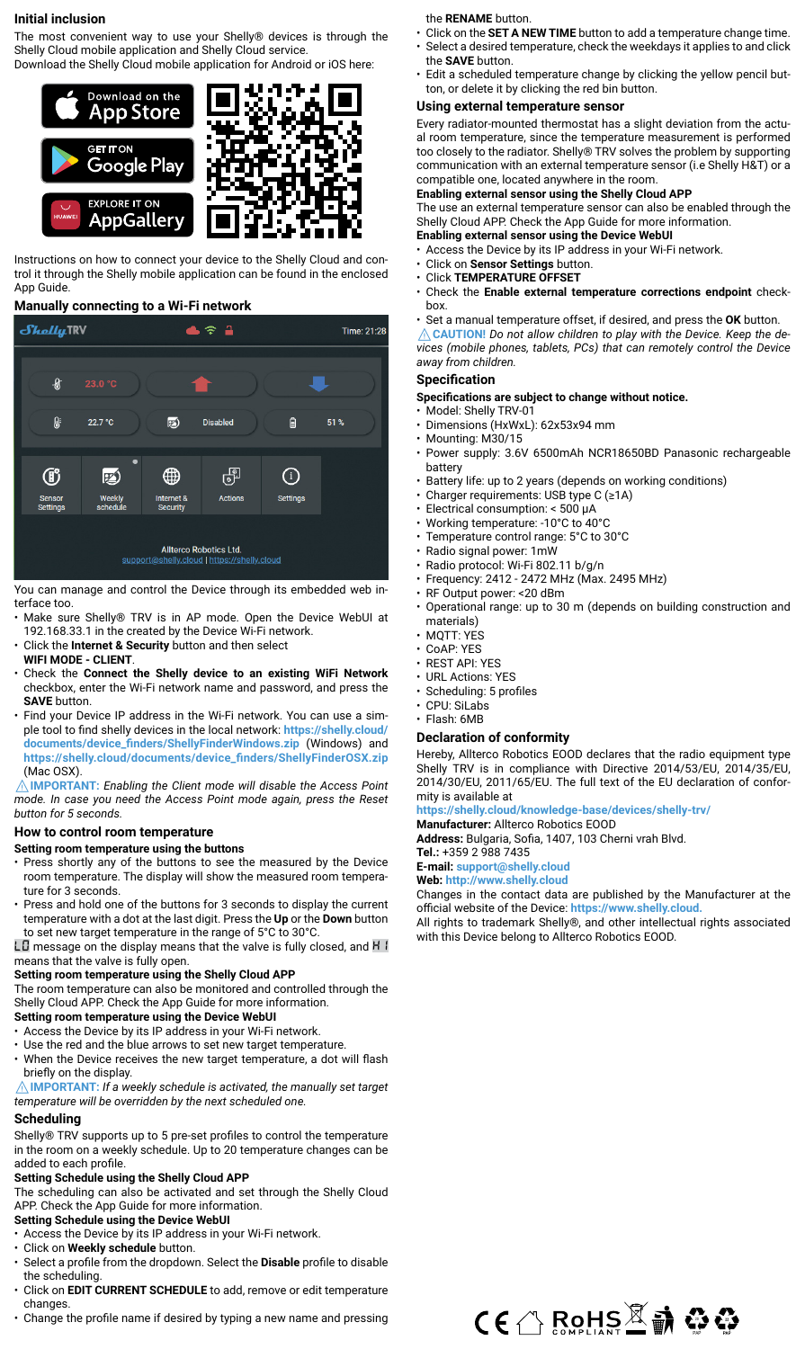## Initial inclusion

The most convenient way to use your Shelly® devices is through the Shelly Cloud mobile application and Shelly Cloud service.
Download the Shelly Cloud mobile application for Android or iOS here:

Instructions on how to connect your device to the Shelly Cloud and control it through the Shelly mobile application can be found in the enclosed App Guide.

## Manually connecting to a Wi-Fi network

You can manage and control the Device through its embedded web interface too.

- Make sure Shelly® TRV is in AP mode. Open the Device WebUI at 192.168.33.1 in the created by the Device Wi-Fi network.
- Click the **Internet & Security** button and then select **WIFI MODE - CLIENT**.
- Check the **Connect the Shelly device to an existing WiFi Network** checkbox, enter the Wi-Fi network name and password, and press the **SAVE** button.
- Find your Device IP address in the Wi-Fi network. You can use a simple tool to find shelly devices in the local network: **https://shelly.cloud/documents/device_finders/ShellyFinderWindows.zip** (Windows) and **https://shelly.cloud/documents/device_finders/ShellyFinderOSX.zip** (Mac OSX).

⚠**IMPORTANT:** *Enabling the Client mode will disable the Access Point mode. In case you need the Access Point mode again, press the Reset button for 5 seconds.*

## How to control room temperature

**Setting room temperature using the buttons**

- Press shortly any of the buttons to see the measured by the Device room temperature. The display will show the measured room temperature for 3 seconds.
- Press and hold one of the buttons for 3 seconds to display the current temperature with a dot at the last digit. Press the **Up** or the **Down** button to set new target temperature in the range of 5°C to 30°C.

LO message on the display means that the valve is fully closed, and HI means that the valve is fully open.

**Setting room temperature using the Shelly Cloud APP**

The room temperature can also be monitored and controlled through the Shelly Cloud APP. Check the App Guide for more information.

**Setting room temperature using the Device WebUI**

- Access the Device by its IP address in your Wi-Fi network.
- Use the red and the blue arrows to set new target temperature.
- When the Device receives the new target temperature, a dot will flash briefly on the display.

⚠**IMPORTANT:** *If a weekly schedule is activated, the manually set target temperature will be overridden by the next scheduled one.*

## Scheduling

Shelly® TRV supports up to 5 pre-set profiles to control the temperature in the room on a weekly schedule. Up to 20 temperature changes can be added to each profile.

**Setting Schedule using the Shelly Cloud APP**

The scheduling can also be activated and set through the Shelly Cloud APP. Check the App Guide for more information.

**Setting Schedule using the Device WebUI**

- Access the Device by its IP address in your Wi-Fi network.
- Click on **Weekly schedule** button.
- Select a profile from the dropdown. Select the **Disable** profile to disable the scheduling.
- Click on **EDIT CURRENT SCHEDULE** to add, remove or edit temperature changes.
- Change the profile name if desired by typing a new name and pressing the **RENAME** button.
- Click on the **SET A NEW TIME** button to add a temperature change time.
- Select a desired temperature, check the weekdays it applies to and click the **SAVE** button.
- Edit a scheduled temperature change by clicking the yellow pencil button, or delete it by clicking the red bin button.

## Using external temperature sensor

Every radiator-mounted thermostat has a slight deviation from the actual room temperature, since the temperature measurement is performed too closely to the radiator. Shelly® TRV solves the problem by supporting communication with an external temperature sensor (i.e Shelly H&T) or a compatible one, located anywhere in the room.

**Enabling external sensor using the Shelly Cloud APP**

The use an external temperature sensor can also be enabled through the Shelly Cloud APP. Check the App Guide for more information.

**Enabling external sensor using the Device WebUI**

- Access the Device by its IP address in your Wi-Fi network.
- Click on **Sensor Settings** button.
- Click **TEMPERATURE OFFSET**
- Check the **Enable external temperature corrections endpoint** checkbox.
- Set a manual temperature offset, if desired, and press the **OK** button.

⚠**CAUTION!** *Do not allow children to play with the Device. Keep the devices (mobile phones, tablets, PCs) that can remotely control the Device away from children.*

## Specification

**Specifications are subject to change without notice.**

- Model: Shelly TRV-01
- Dimensions (HxWxL): 62x53x94 mm
- Mounting: M30/15
- Power supply: 3.6V 6500mAh NCR18650BD Panasonic rechargeable battery
- Battery life: up to 2 years (depends on working conditions)
- Charger requirements: USB type C (≥1A)
- Electrical consumption: < 500 µA
- Working temperature: -10°C to 40°C
- Temperature control range: 5°C to 30°C
- Radio signal power: 1mW
- Radio protocol: Wi-Fi 802.11 b/g/n
- Frequency: 2412 - 2472 MHz (Max. 2495 MHz)
- RF Output power: <20 dBm
- Operational range: up to 30 m (depends on building construction and materials)
- MQTT: YES
- CoAP: YES
- REST API: YES
- URL Actions: YES
- Scheduling: 5 profiles
- CPU: SiLabs
- Flash: 6MB

## Declaration of conformity

Hereby, Allterco Robotics EOOD declares that the radio equipment type Shelly TRV is in compliance with Directive 2014/53/EU, 2014/35/EU, 2014/30/EU, 2011/65/EU. The full text of the EU declaration of conformity is available at

**https://shelly.cloud/knowledge-base/devices/shelly-trv/**

**Manufacturer:** Allterco Robotics EOOD
**Address:** Bulgaria, Sofia, 1407, 103 Cherni vrah Blvd.
**Tel.:** +359 2 988 7435
**E-mail:** **support@shelly.cloud**
**Web:** **http://www.shelly.cloud**

Changes in the contact data are published by the Manufacturer at the official website of the Device: **https://www.shelly.cloud.**

All rights to trademark Shelly®, and other intellectual rights associated with this Device belong to Allterco Robotics EOOD.